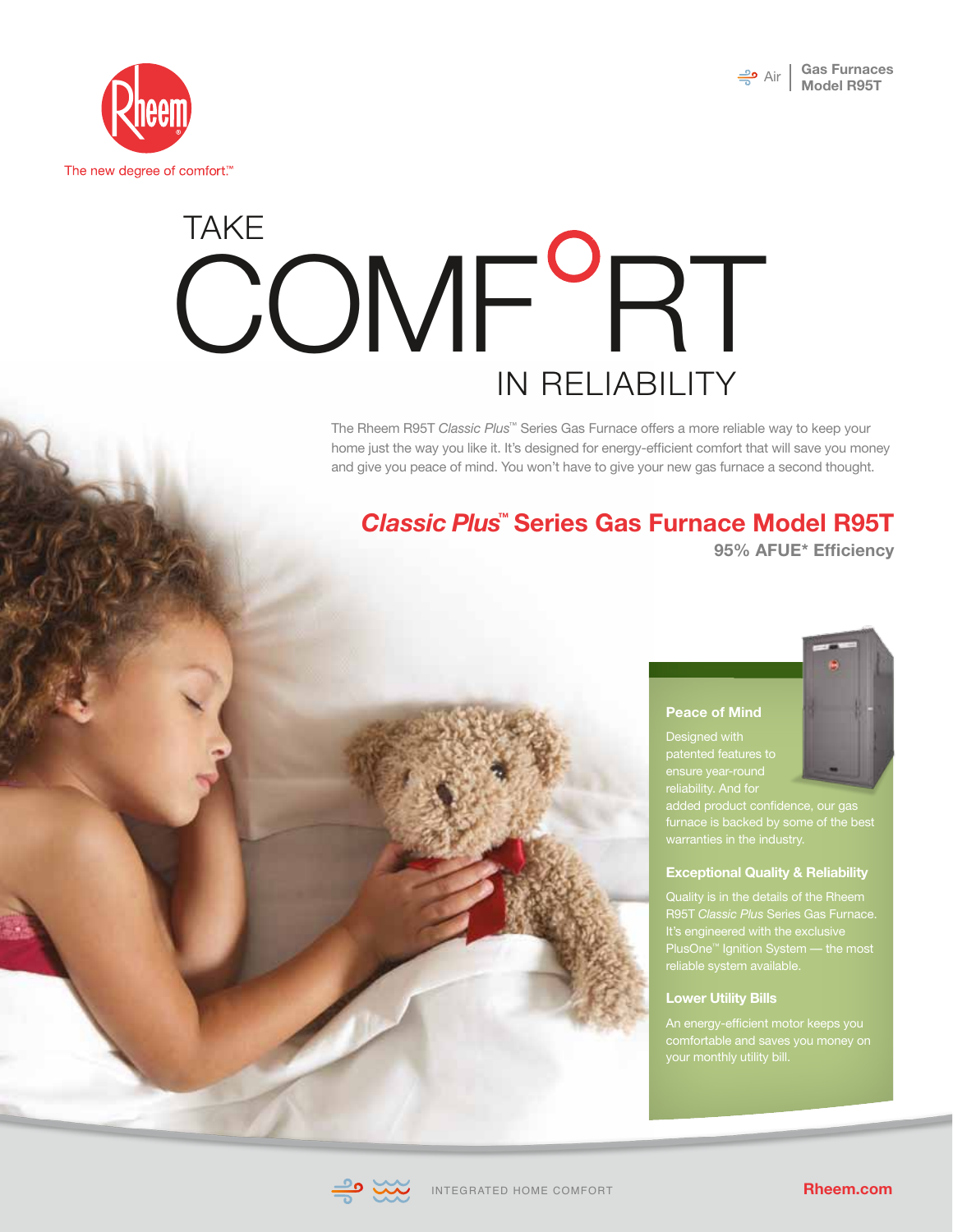The new degree of comfort.™

Air | Gas Furnaces Model R95T

# TAKE COMFORT IN RELIABILITY

The Rheem R95T *Classic Plus*™ Series Gas Furnace offers a more reliable way to keep your home just the way you like it. It's designed for energy-efficient comfort that will save you money and give you peace of mind. You won't have to give your new gas furnace a second thought.

## *Classic Plus*™ Series Gas Furnace Model R95T

**95% AFUE* Efficiency**

### Peace of Mind

Designed with patented features to ensure year-round reliability. And for added product confidence, our gas furnace is backed by some of the best warranties in the industry.

### Exceptional Quality & Reliability

Quality is in the details of the Rheem R95T *Classic Plus* Series Gas Furnace. It's engineered with the exclusive PlusOne™ Ignition System — the most reliable system available.

### Lower Utility Bills

An energy-efficient motor keeps you comfortable and saves you money on your monthly utility bill.

INTEGRATED HOME COMFORT

Rheem.com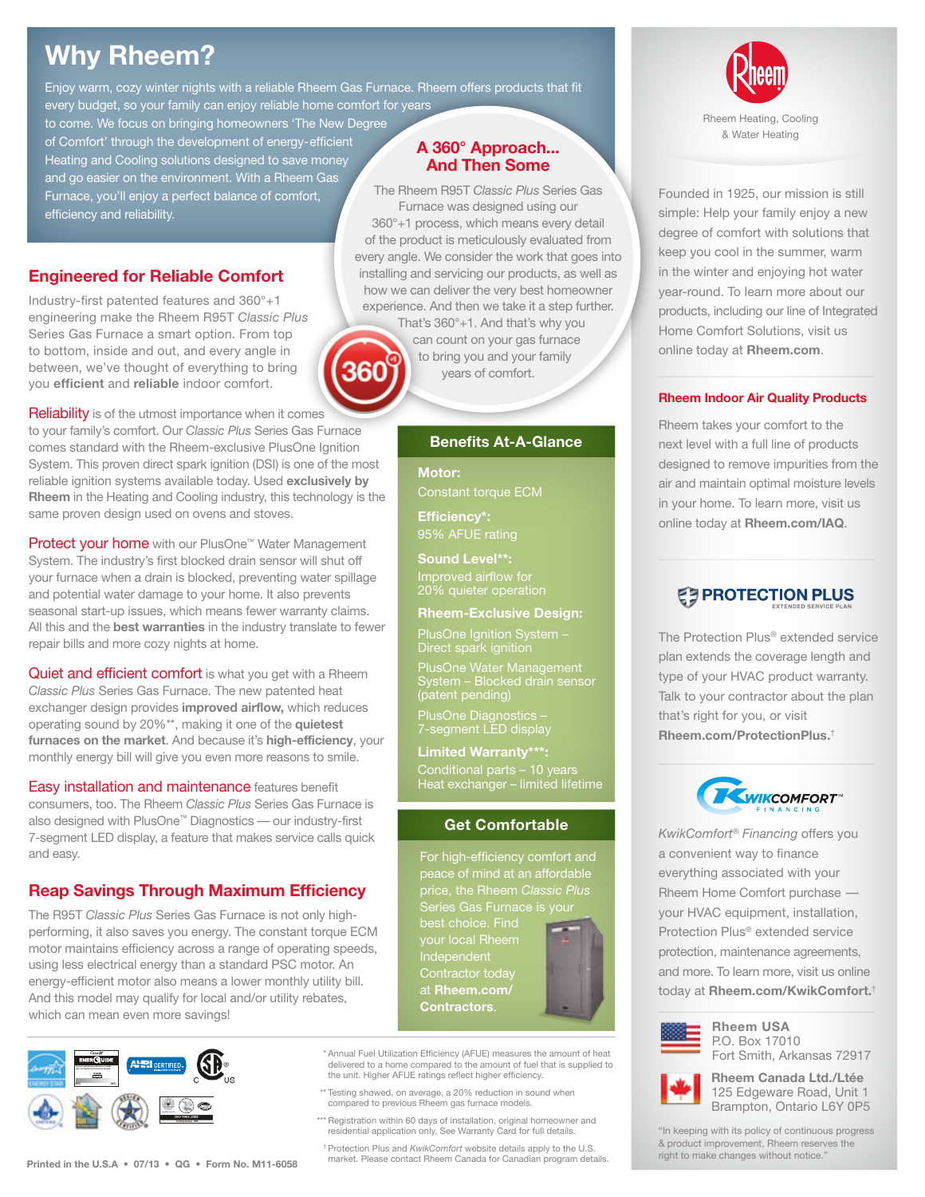# Why Rheem?

Enjoy warm, cozy winter nights with a reliable Rheem Gas Furnace. Rheem offers products that fit every budget, so your family can enjoy reliable home comfort for years to come. We focus on bringing homeowners 'The New Degree of Comfort' through the development of energy-efficient Heating and Cooling solutions designed to save money and go easier on the environment. With a Rheem Gas Furnace, you'll enjoy a perfect balance of comfort, efficiency and reliability.

## A 360° Approach... And Then Some

The Rheem R95T *Classic Plus* Series Gas Furnace was designed using our 360°+1 process, which means every detail of the product is meticulously evaluated from every angle. We consider the work that goes into installing and servicing our products, as well as how we can deliver the very best homeowner experience. And then we take it a step further. That's 360°+1. And that's why you can count on your gas furnace to bring you and your family years of comfort.

## Engineered for Reliable Comfort

Industry-first patented features and 360°+1 engineering make the Rheem R95T *Classic Plus* Series Gas Furnace a smart option. From top to bottom, inside and out, and every angle in between, we've thought of everything to bring you **efficient** and **reliable** indoor comfort.

Reliability is of the utmost importance when it comes to your family's comfort. Our *Classic Plus* Series Gas Furnace comes standard with the Rheem-exclusive PlusOne Ignition System. This proven direct spark ignition (DSI) is one of the most reliable ignition systems available today. Used **exclusively by Rheem** in the Heating and Cooling industry, this technology is the same proven design used on ovens and stoves.

Protect your home with our PlusOne™ Water Management System. The industry's first blocked drain sensor will shut off your furnace when a drain is blocked, preventing water spillage and potential water damage to your home. It also prevents seasonal start-up issues, which means fewer warranty claims. All this and the **best warranties** in the industry translate to fewer repair bills and more cozy nights at home.

Quiet and efficient comfort is what you get with a Rheem *Classic Plus* Series Gas Furnace. The new patented heat exchanger design provides **improved airflow,** which reduces operating sound by 20%**, making it one of the **quietest furnaces on the market**. And because it's **high-efficiency**, your monthly energy bill will give you even more reasons to smile.

Easy installation and maintenance features benefit consumers, too. The Rheem *Classic Plus* Series Gas Furnace is also designed with PlusOne™ Diagnostics — our industry-first 7-segment LED display, a feature that makes service calls quick and easy.

## Reap Savings Through Maximum Efficiency

The R95T *Classic Plus* Series Gas Furnace is not only high-performing, it also saves you energy. The constant torque ECM motor maintains efficiency across a range of operating speeds, using less electrical energy than a standard PSC motor. An energy-efficient motor also means a lower monthly utility bill. And this model may qualify for local and/or utility rebates, which can mean even more savings!

## Benefits At-A-Glance

**Motor:**
Constant torque ECM

**Efficiency*:**
95% AFUE rating

**Sound Level**:**
Improved airflow for 20% quieter operation

**Rheem-Exclusive Design:**
PlusOne Ignition System – Direct spark ignition
PlusOne Water Management System – Blocked drain sensor (patent pending)
PlusOne Diagnostics – 7-segment LED display

**Limited Warranty***:**
Conditional parts – 10 years
Heat exchanger – limited lifetime

## Get Comfortable

For high-efficiency comfort and peace of mind at an affordable price, the Rheem *Classic Plus* Series Gas Furnace is your best choice. Find your local Rheem Independent Contractor today at **Rheem.com/Contractors.**

\* Annual Fuel Utilization Efficiency (AFUE) measures the amount of heat delivered to a home compared to the amount of fuel that is supplied to the unit. Higher AFUE ratings reflect higher efficiency.

\** Testing showed, on average, a 20% reduction in sound when compared to previous Rheem gas furnace models.

\*** Registration within 60 days of installation, original homeowner and residential application only. See Warranty Card for full details.

† Protection Plus and *KwikComfort* website details apply to the U.S. market. Please contact Rheem Canada for Canadian program details.

Printed in the U.S.A • 07/13 • QG • Form No. M11-6058

Rheem Heating, Cooling & Water Heating

Founded in 1925, our mission is still simple: Help your family enjoy a new degree of comfort with solutions that keep you cool in the summer, warm in the winter and enjoying hot water year-round. To learn more about our products, including our line of Integrated Home Comfort Solutions, visit us online today at **Rheem.com**.

## Rheem Indoor Air Quality Products

Rheem takes your comfort to the next level with a full line of products designed to remove impurities from the air and maintain optimal moisture levels in your home. To learn more, visit us online today at **Rheem.com/IAQ**.

**PROTECTION PLUS** EXTENDED SERVICE PLAN

The Protection Plus® extended service plan extends the coverage length and type of your HVAC product warranty. Talk to your contractor about the plan that's right for you, or visit **Rheem.com/ProtectionPlus.**†

**KWIKCOMFORT™ FINANCING**

*KwikComfort® Financing* offers you a convenient way to finance everything associated with your Rheem Home Comfort purchase — your HVAC equipment, installation, Protection Plus® extended service protection, maintenance agreements, and more. To learn more, visit us online today at **Rheem.com/KwikComfort.**†

**Rheem USA**
P.O. Box 17010
Fort Smith, Arkansas 72917

**Rheem Canada Ltd./Ltée**
125 Edgeware Road, Unit 1
Brampton, Ontario L6Y 0P5

"In keeping with its policy of continuous progress & product improvement, Rheem reserves the right to make changes without notice."